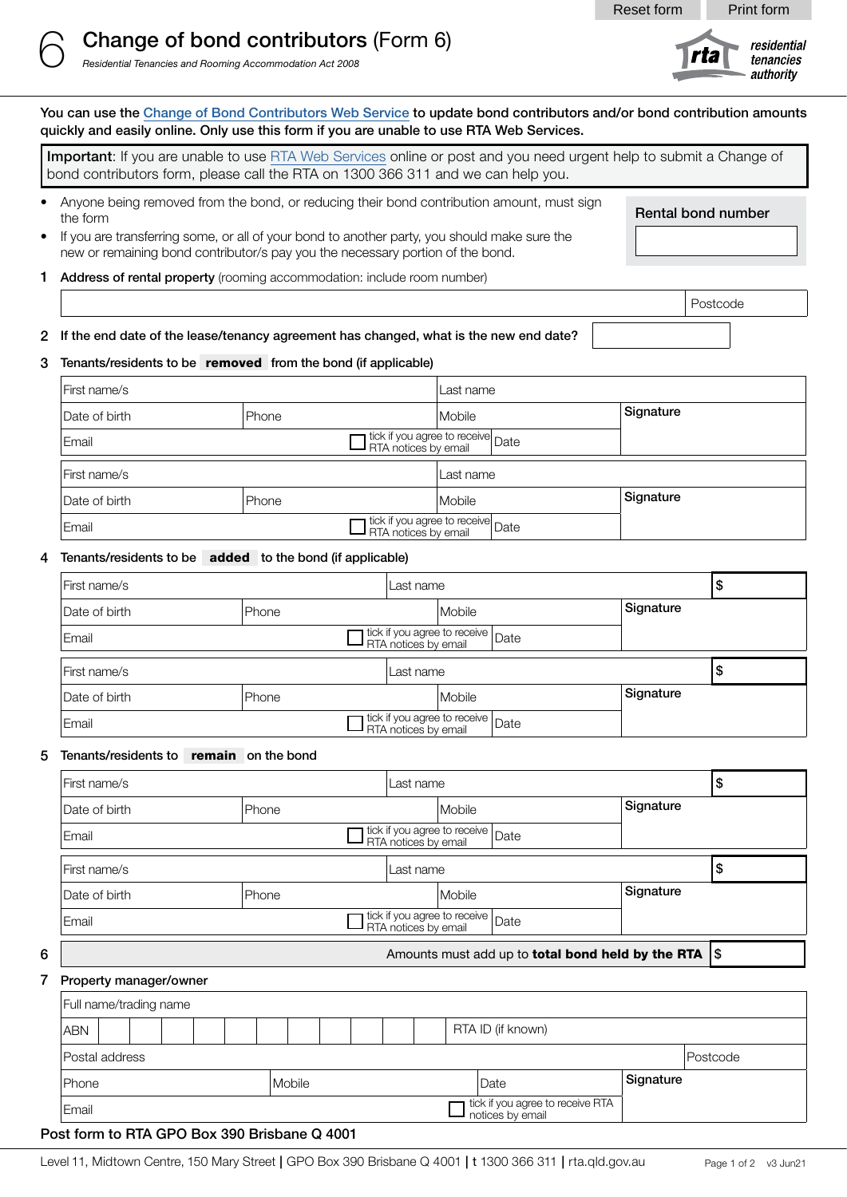# 6 Change of bond contributors (Form 6)

*Residential Tenancies and Rooming Accommodation Act 2008*

residential tenancies authority

**You can use the Change of Bond Contributors Web Service to update bond contributors and/or bond contribution amounts quickly and easily online. Only use this form if you are unable to use RTA Web Services.**

**Important**: If you are unable to use RTA Web Services online or post and you need urgent help to submit a Change of bond contributors form, please call the RTA on 1300 366 311 and we can help you.

- Anyone being removed from the bond, or reducing their bond contribution amount, must sign the form
- If you are transferring some, or all of your bond to another party, you should make sure the new or remaining bond contributor/s pay you the necessary portion of the bond.

**Rental bond number**

**1 Address of rental property** (rooming accommodation: include room number)

| | Postcode |
|---|---|

**2 If the end date of the lease/tenancy agreement has changed, what is the new end date?**

**3 Tenants/residents to be removed from the bond (if applicable)**

| First name/s | | Last name | |
|---|---|---|---|
| Date of birth | Phone | Mobile | Signature |
| Email | ☐ tick if you agree to receive RTA notices by email | Date | |

| First name/s | | Last name | |
|---|---|---|---|
| Date of birth | Phone | Mobile | Signature |
| Email | ☐ tick if you agree to receive RTA notices by email | Date | |

**4 Tenants/residents to be added to the bond (if applicable)**

| First name/s | | Last name | $ |
|---|---|---|---|
| Date of birth | Phone | Mobile | Signature |
| Email | ☐ tick if you agree to receive RTA notices by email | Date | |

| First name/s | | Last name | $ |
|---|---|---|---|
| Date of birth | Phone | Mobile | Signature |
| Email | ☐ tick if you agree to receive RTA notices by email | Date | |

**5 Tenants/residents to remain on the bond**

| First name/s | | Last name | $ |
|---|---|---|---|
| Date of birth | Phone | Mobile | Signature |
| Email | ☐ tick if you agree to receive RTA notices by email | Date | |

| First name/s | | Last name | $ |
|---|---|---|---|
| Date of birth | Phone | Mobile | Signature |
| Email | ☐ tick if you agree to receive RTA notices by email | Date | |

**6** Amounts must add up to **total bond held by the RTA** $

**7 Property manager/owner**

| Full name/trading name | | | |
|---|---|---|---|
| ABN | | RTA ID (if known) | |
| Postal address | | | Postcode |
| Phone | Mobile | Date | Signature |
| Email | ☐ tick if you agree to receive RTA notices by email | | |

**Post form to RTA GPO Box 390 Brisbane Q 4001**

Level 11, Midtown Centre, 150 Mary Street | GPO Box 390 Brisbane Q 4001 | t 1300 366 311 | rta.qld.gov.au

v3 Jun21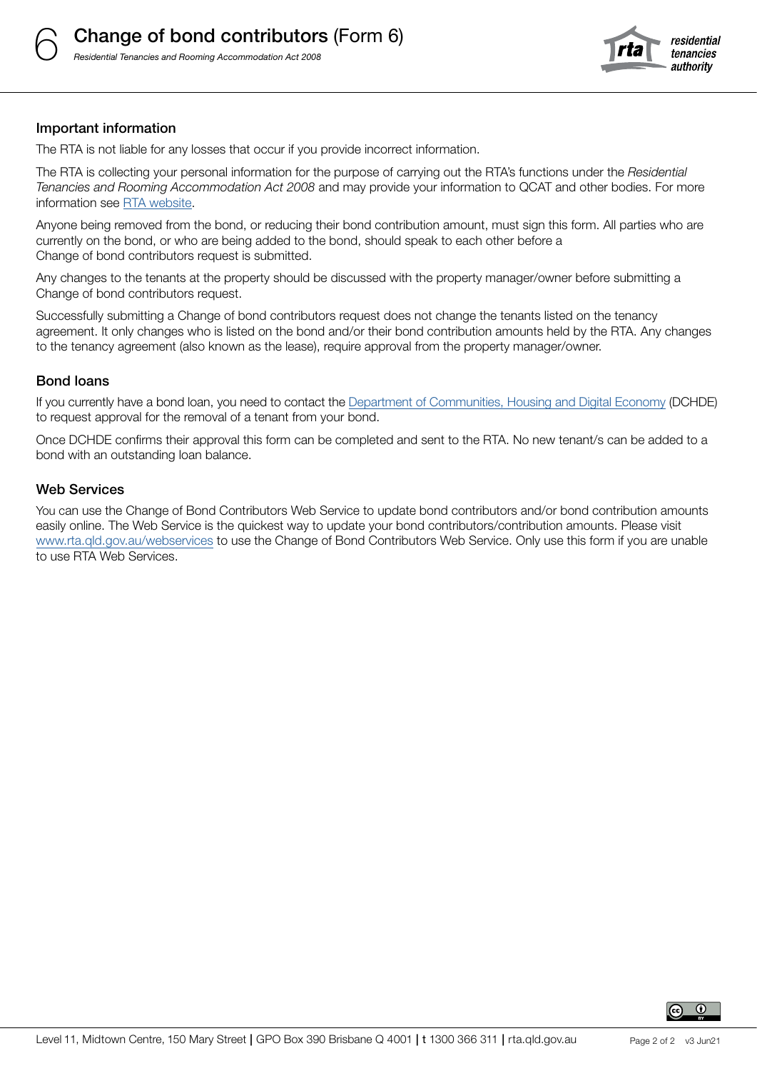# Change of bond contributors (Form 6)

*Residential Tenancies and Rooming Accommodation Act 2008*

## Important information

The RTA is not liable for any losses that occur if you provide incorrect information.

The RTA is collecting your personal information for the purpose of carrying out the RTA's functions under the *Residential Tenancies and Rooming Accommodation Act 2008* and may provide your information to QCAT and other bodies. For more information see RTA website.

Anyone being removed from the bond, or reducing their bond contribution amount, must sign this form. All parties who are currently on the bond, or who are being added to the bond, should speak to each other before a Change of bond contributors request is submitted.

Any changes to the tenants at the property should be discussed with the property manager/owner before submitting a Change of bond contributors request.

Successfully submitting a Change of bond contributors request does not change the tenants listed on the tenancy agreement. It only changes who is listed on the bond and/or their bond contribution amounts held by the RTA. Any changes to the tenancy agreement (also known as the lease), require approval from the property manager/owner.

## Bond loans

If you currently have a bond loan, you need to contact the Department of Communities, Housing and Digital Economy (DCHDE) to request approval for the removal of a tenant from your bond.

Once DCHDE confirms their approval this form can be completed and sent to the RTA. No new tenant/s can be added to a bond with an outstanding loan balance.

## Web Services

You can use the Change of Bond Contributors Web Service to update bond contributors and/or bond contribution amounts easily online. The Web Service is the quickest way to update your bond contributors/contribution amounts. Please visit www.rta.qld.gov.au/webservices to use the Change of Bond Contributors Web Service. Only use this form if you are unable to use RTA Web Services.

Level 11, Midtown Centre, 150 Mary Street | GPO Box 390 Brisbane Q 4001 | t 1300 366 311 | rta.qld.gov.au